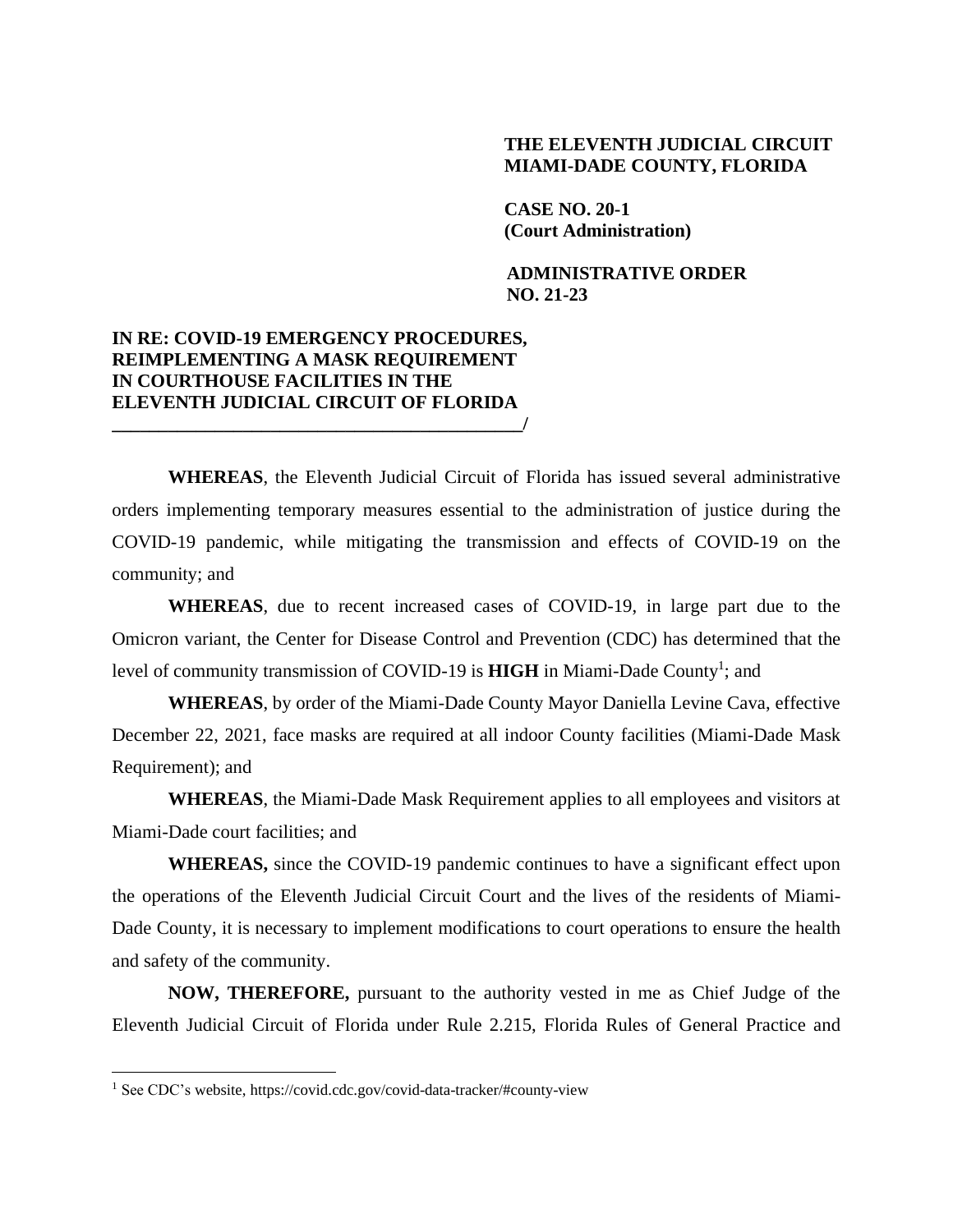**THE ELEVENTH JUDICIAL CIRCUIT**
**MIAMI-DADE COUNTY, FLORIDA**

**CASE NO. 20-1**
**(Court Administration)**

**ADMINISTRATIVE ORDER**
**NO. 21-23**

**IN RE: COVID-19 EMERGENCY PROCEDURES, REIMPLEMENTING A MASK REQUIREMENT IN COURTHOUSE FACILITIES IN THE ELEVENTH JUDICIAL CIRCUIT OF FLORIDA**
**_____________________________________________/**

**WHEREAS**, the Eleventh Judicial Circuit of Florida has issued several administrative orders implementing temporary measures essential to the administration of justice during the COVID-19 pandemic, while mitigating the transmission and effects of COVID-19 on the community; and

**WHEREAS**, due to recent increased cases of COVID-19, in large part due to the Omicron variant, the Center for Disease Control and Prevention (CDC) has determined that the level of community transmission of COVID-19 is **HIGH** in Miami-Dade County[1]; and

**WHEREAS**, by order of the Miami-Dade County Mayor Daniella Levine Cava, effective December 22, 2021, face masks are required at all indoor County facilities (Miami-Dade Mask Requirement); and

**WHEREAS**, the Miami-Dade Mask Requirement applies to all employees and visitors at Miami-Dade court facilities; and

**WHEREAS,** since the COVID-19 pandemic continues to have a significant effect upon the operations of the Eleventh Judicial Circuit Court and the lives of the residents of Miami-Dade County, it is necessary to implement modifications to court operations to ensure the health and safety of the community.

**NOW, THEREFORE,** pursuant to the authority vested in me as Chief Judge of the Eleventh Judicial Circuit of Florida under Rule 2.215, Florida Rules of General Practice and

[1] See CDC's website, https://covid.cdc.gov/covid-data-tracker/#county-view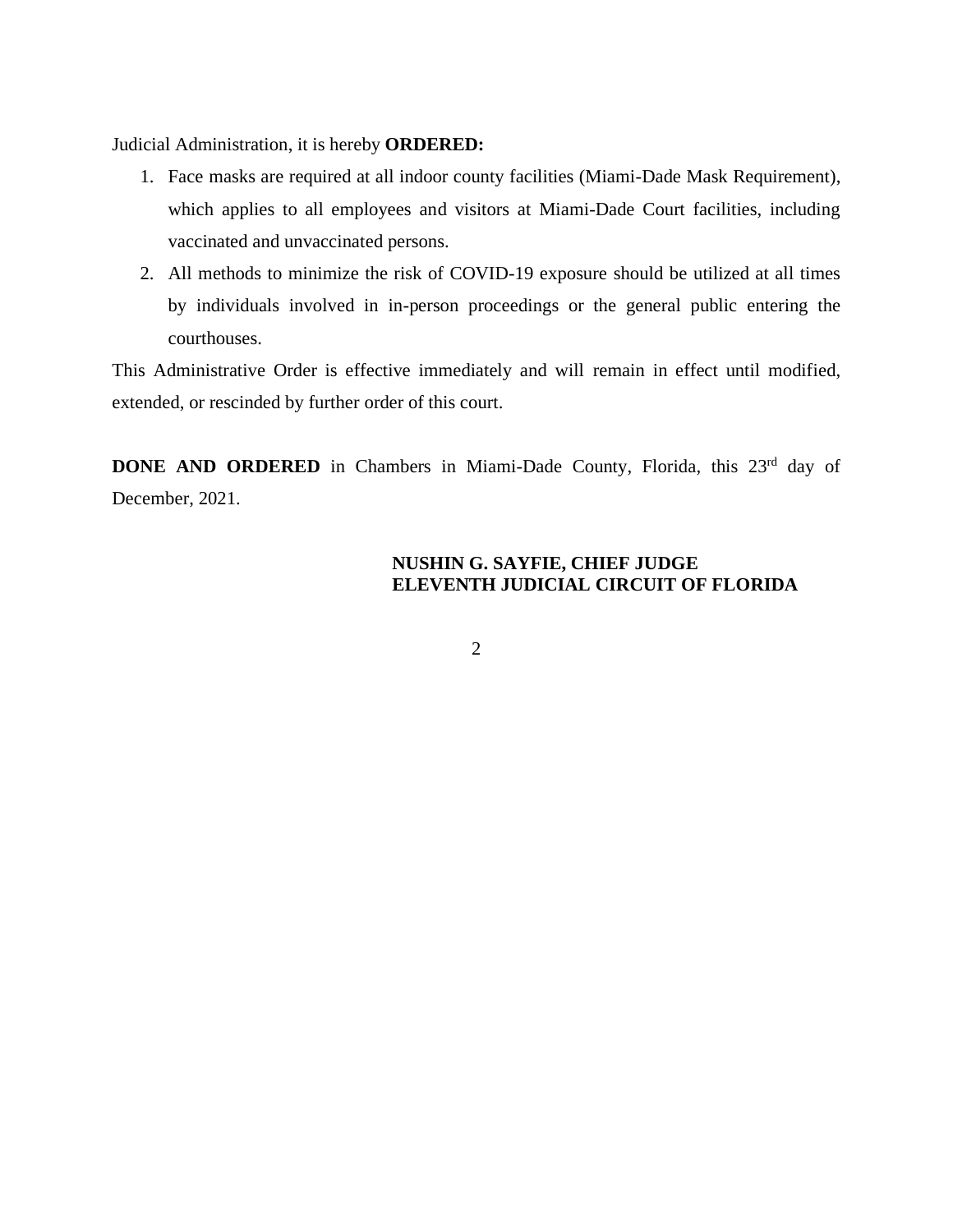Judicial Administration, it is hereby **ORDERED:**

1. Face masks are required at all indoor county facilities (Miami-Dade Mask Requirement), which applies to all employees and visitors at Miami-Dade Court facilities, including vaccinated and unvaccinated persons.
2. All methods to minimize the risk of COVID-19 exposure should be utilized at all times by individuals involved in in-person proceedings or the general public entering the courthouses.

This Administrative Order is effective immediately and will remain in effect until modified, extended, or rescinded by further order of this court.

**DONE AND ORDERED** in Chambers in Miami-Dade County, Florida, this 23rd day of December, 2021.

**NUSHIN G. SAYFIE, CHIEF JUDGE**
**ELEVENTH JUDICIAL CIRCUIT OF FLORIDA**